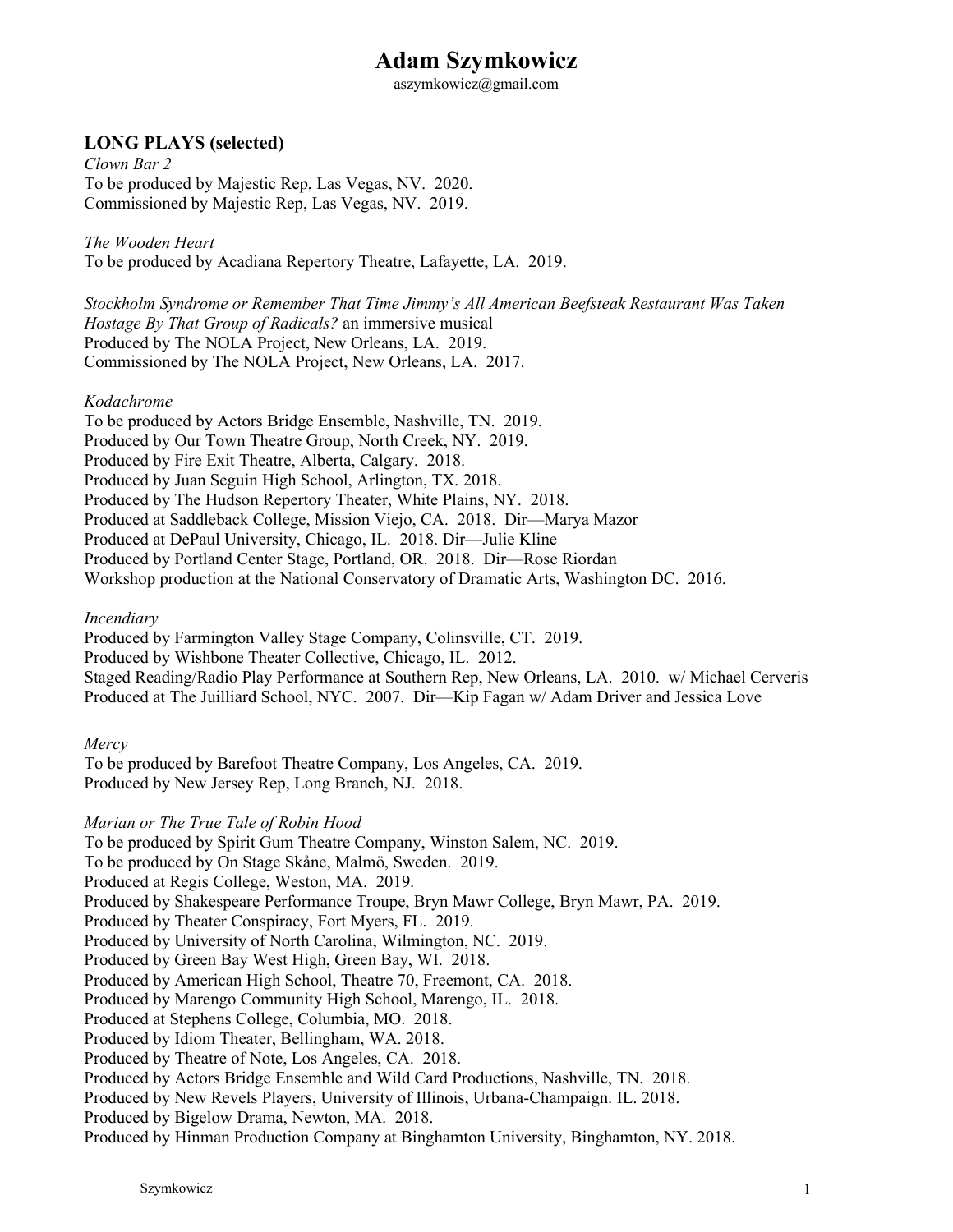# Adam Szymkowicz

aszymkowicz@gmail.com

## LONG PLAYS (selected)

*Clown Bar 2*
To be produced by Majestic Rep, Las Vegas, NV. 2020.
Commissioned by Majestic Rep, Las Vegas, NV. 2019.

*The Wooden Heart*
To be produced by Acadiana Repertory Theatre, Lafayette, LA. 2019.

*Stockholm Syndrome or Remember That Time Jimmy's All American Beefsteak Restaurant Was Taken Hostage By That Group of Radicals?* an immersive musical
Produced by The NOLA Project, New Orleans, LA. 2019.
Commissioned by The NOLA Project, New Orleans, LA. 2017.

*Kodachrome*
To be produced by Actors Bridge Ensemble, Nashville, TN. 2019.
Produced by Our Town Theatre Group, North Creek, NY. 2019.
Produced by Fire Exit Theatre, Alberta, Calgary. 2018.
Produced by Juan Seguin High School, Arlington, TX. 2018.
Produced by The Hudson Repertory Theater, White Plains, NY. 2018.
Produced at Saddleback College, Mission Viejo, CA. 2018. Dir—Marya Mazor
Produced at DePaul University, Chicago, IL. 2018. Dir—Julie Kline
Produced by Portland Center Stage, Portland, OR. 2018. Dir—Rose Riordan
Workshop production at the National Conservatory of Dramatic Arts, Washington DC. 2016.

*Incendiary*
Produced by Farmington Valley Stage Company, Colinsville, CT. 2019.
Produced by Wishbone Theater Collective, Chicago, IL. 2012.
Staged Reading/Radio Play Performance at Southern Rep, New Orleans, LA. 2010. w/ Michael Cerveris
Produced at The Juilliard School, NYC. 2007. Dir—Kip Fagan w/ Adam Driver and Jessica Love

*Mercy*
To be produced by Barefoot Theatre Company, Los Angeles, CA. 2019.
Produced by New Jersey Rep, Long Branch, NJ. 2018.

*Marian or The True Tale of Robin Hood*
To be produced by Spirit Gum Theatre Company, Winston Salem, NC. 2019.
To be produced by On Stage Skåne, Malmö, Sweden. 2019.
Produced at Regis College, Weston, MA. 2019.
Produced by Shakespeare Performance Troupe, Bryn Mawr College, Bryn Mawr, PA. 2019.
Produced by Theater Conspiracy, Fort Myers, FL. 2019.
Produced by University of North Carolina, Wilmington, NC. 2019.
Produced by Green Bay West High, Green Bay, WI. 2018.
Produced by American High School, Theatre 70, Freemont, CA. 2018.
Produced by Marengo Community High School, Marengo, IL. 2018.
Produced at Stephens College, Columbia, MO. 2018.
Produced by Idiom Theater, Bellingham, WA. 2018.
Produced by Theatre of Note, Los Angeles, CA. 2018.
Produced by Actors Bridge Ensemble and Wild Card Productions, Nashville, TN. 2018.
Produced by New Revels Players, University of Illinois, Urbana-Champaign. IL. 2018.
Produced by Bigelow Drama, Newton, MA. 2018.
Produced by Hinman Production Company at Binghamton University, Binghamton, NY. 2018.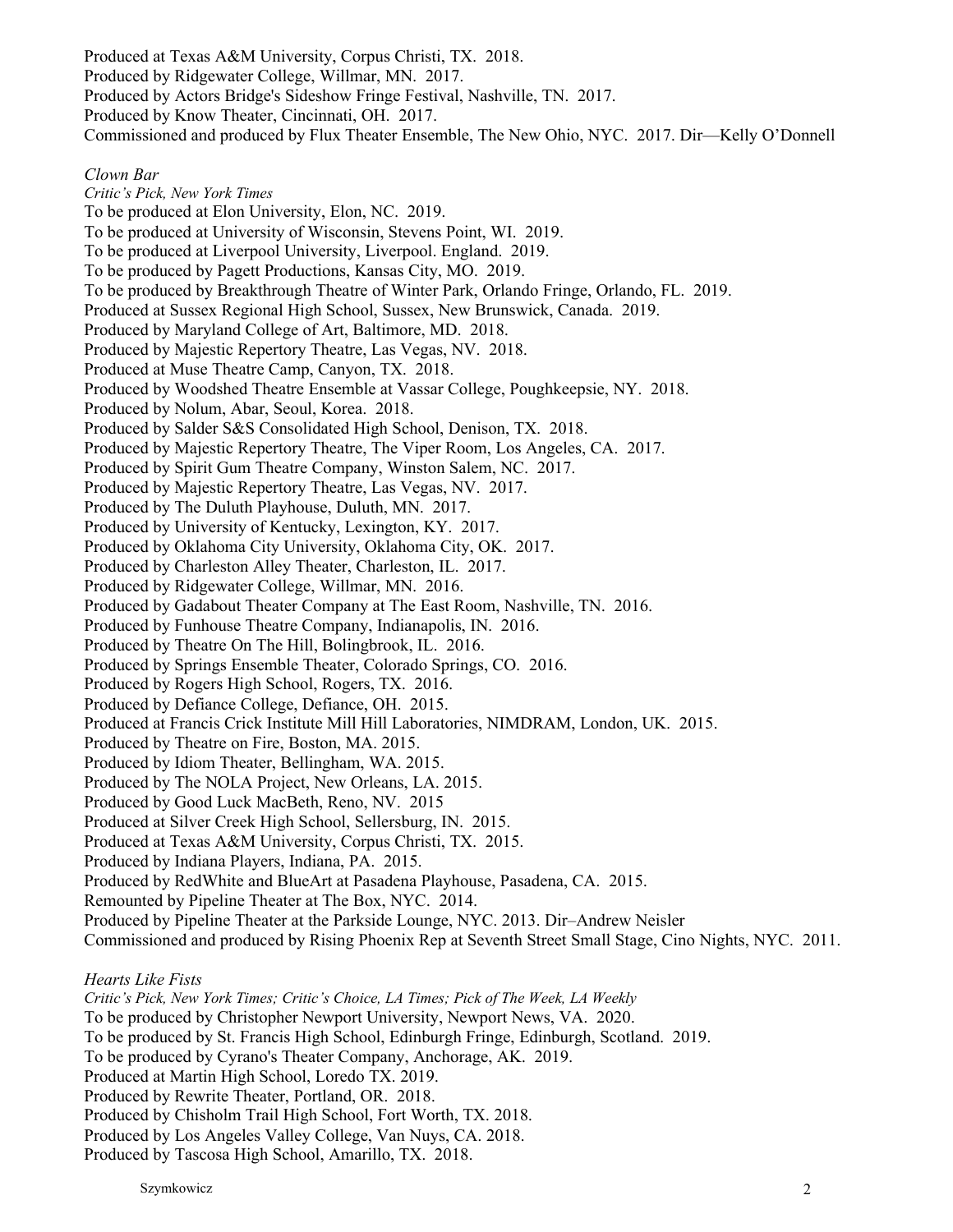Produced at Texas A&M University, Corpus Christi, TX.  2018.
Produced by Ridgewater College, Willmar, MN.  2017.
Produced by Actors Bridge's Sideshow Fringe Festival, Nashville, TN.  2017.
Produced by Know Theater, Cincinnati, OH.  2017.
Commissioned and produced by Flux Theater Ensemble, The New Ohio, NYC.  2017. Dir—Kelly O'Donnell

*Clown Bar*
*Critic's Pick, New York Times*
To be produced at Elon University, Elon, NC.  2019.
To be produced at University of Wisconsin, Stevens Point, WI.  2019.
To be produced at Liverpool University, Liverpool. England.  2019.
To be produced by Pagett Productions, Kansas City, MO.  2019.
To be produced by Breakthrough Theatre of Winter Park, Orlando Fringe, Orlando, FL.  2019.
Produced at Sussex Regional High School, Sussex, New Brunswick, Canada.  2019.
Produced by Maryland College of Art, Baltimore, MD.  2018.
Produced by Majestic Repertory Theatre, Las Vegas, NV.  2018.
Produced at Muse Theatre Camp, Canyon, TX.  2018.
Produced by Woodshed Theatre Ensemble at Vassar College, Poughkeepsie, NY.  2018.
Produced by Nolum, Abar, Seoul, Korea.  2018.
Produced by Salder S&S Consolidated High School, Denison, TX.  2018.
Produced by Majestic Repertory Theatre, The Viper Room, Los Angeles, CA.  2017.
Produced by Spirit Gum Theatre Company, Winston Salem, NC.  2017.
Produced by Majestic Repertory Theatre, Las Vegas, NV.  2017.
Produced by The Duluth Playhouse, Duluth, MN.  2017.
Produced by University of Kentucky, Lexington, KY.  2017.
Produced by Oklahoma City University, Oklahoma City, OK.  2017.
Produced by Charleston Alley Theater, Charleston, IL.  2017.
Produced by Ridgewater College, Willmar, MN.  2016.
Produced by Gadabout Theater Company at The East Room, Nashville, TN.  2016.
Produced by Funhouse Theatre Company, Indianapolis, IN.  2016.
Produced by Theatre On The Hill, Bolingbrook, IL.  2016.
Produced by Springs Ensemble Theater, Colorado Springs, CO.  2016.
Produced by Rogers High School, Rogers, TX.  2016.
Produced by Defiance College, Defiance, OH.  2015.
Produced at Francis Crick Institute Mill Hill Laboratories, NIMDRAM, London, UK.  2015.
Produced by Theatre on Fire, Boston, MA. 2015.
Produced by Idiom Theater, Bellingham, WA.  2015.
Produced by The NOLA Project, New Orleans, LA.  2015.
Produced by Good Luck MacBeth, Reno, NV.  2015
Produced at Silver Creek High School, Sellersburg, IN.  2015.
Produced at Texas A&M University, Corpus Christi, TX.  2015.
Produced by Indiana Players, Indiana, PA.  2015.
Produced by RedWhite and BlueArt at Pasadena Playhouse, Pasadena, CA.  2015.
Remounted by Pipeline Theater at The Box, NYC.  2014.
Produced by Pipeline Theater at the Parkside Lounge, NYC. 2013. Dir–Andrew Neisler
Commissioned and produced by Rising Phoenix Rep at Seventh Street Small Stage, Cino Nights, NYC.  2011.

*Hearts Like Fists*
*Critic's Pick, New York Times; Critic's Choice, LA Times; Pick of The Week, LA Weekly*
To be produced by Christopher Newport University, Newport News, VA.  2020.
To be produced by St. Francis High School, Edinburgh Fringe, Edinburgh, Scotland.  2019.
To be produced by Cyrano's Theater Company, Anchorage, AK.  2019.
Produced at Martin High School, Loredo TX. 2019.
Produced by Rewrite Theater, Portland, OR.  2018.
Produced by Chisholm Trail High School, Fort Worth, TX. 2018.
Produced by Los Angeles Valley College, Van Nuys, CA. 2018.
Produced by Tascosa High School, Amarillo, TX.  2018.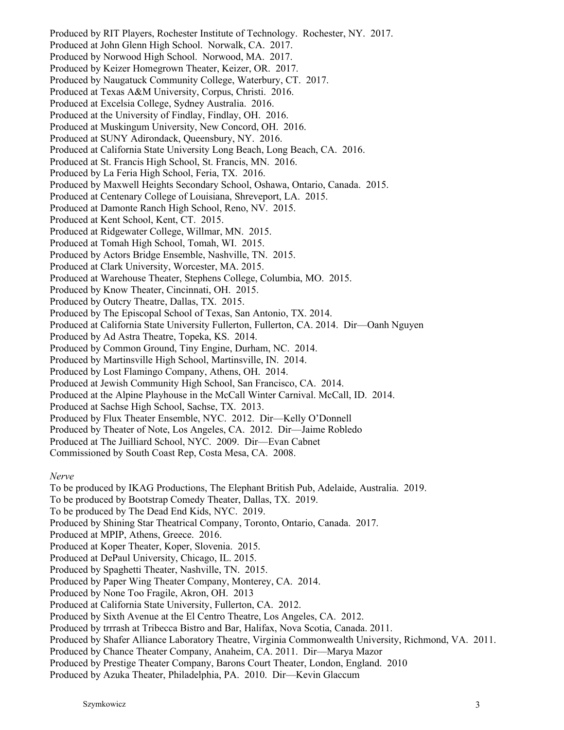Produced by RIT Players, Rochester Institute of Technology. Rochester, NY. 2017.
Produced at John Glenn High School. Norwalk, CA. 2017.
Produced by Norwood High School. Norwood, MA. 2017.
Produced by Keizer Homegrown Theater, Keizer, OR. 2017.
Produced by Naugatuck Community College, Waterbury, CT. 2017.
Produced at Texas A&M University, Corpus, Christi. 2016.
Produced at Excelsia College, Sydney Australia. 2016.
Produced at the University of Findlay, Findlay, OH. 2016.
Produced at Muskingum University, New Concord, OH. 2016.
Produced at SUNY Adirondack, Queensbury, NY. 2016.
Produced at California State University Long Beach, Long Beach, CA. 2016.
Produced at St. Francis High School, St. Francis, MN. 2016.
Produced by La Feria High School, Feria, TX. 2016.
Produced by Maxwell Heights Secondary School, Oshawa, Ontario, Canada. 2015.
Produced at Centenary College of Louisiana, Shreveport, LA. 2015.
Produced at Damonte Ranch High School, Reno, NV. 2015.
Produced at Kent School, Kent, CT. 2015.
Produced at Ridgewater College, Willmar, MN. 2015.
Produced at Tomah High School, Tomah, WI. 2015.
Produced by Actors Bridge Ensemble, Nashville, TN. 2015.
Produced at Clark University, Worcester, MA. 2015.
Produced at Warehouse Theater, Stephens College, Columbia, MO. 2015.
Produced by Know Theater, Cincinnati, OH. 2015.
Produced by Outcry Theatre, Dallas, TX. 2015.
Produced by The Episcopal School of Texas, San Antonio, TX. 2014.
Produced at California State University Fullerton, Fullerton, CA. 2014. Dir—Oanh Nguyen
Produced by Ad Astra Theatre, Topeka, KS. 2014.
Produced by Common Ground, Tiny Engine, Durham, NC. 2014.
Produced by Martinsville High School, Martinsville, IN. 2014.
Produced by Lost Flamingo Company, Athens, OH. 2014.
Produced at Jewish Community High School, San Francisco, CA. 2014.
Produced at the Alpine Playhouse in the McCall Winter Carnival. McCall, ID. 2014.
Produced at Sachse High School, Sachse, TX. 2013.
Produced by Flux Theater Ensemble, NYC. 2012. Dir—Kelly O'Donnell
Produced by Theater of Note, Los Angeles, CA. 2012. Dir—Jaime Robledo
Produced at The Juilliard School, NYC. 2009. Dir—Evan Cabnet
Commissioned by South Coast Rep, Costa Mesa, CA. 2008.

*Nerve*

To be produced by IKAG Productions, The Elephant British Pub, Adelaide, Australia. 2019.
To be produced by Bootstrap Comedy Theater, Dallas, TX. 2019.
To be produced by The Dead End Kids, NYC. 2019.
Produced by Shining Star Theatrical Company, Toronto, Ontario, Canada. 2017.
Produced at MPIP, Athens, Greece. 2016.
Produced at Koper Theater, Koper, Slovenia. 2015.
Produced at DePaul University, Chicago, IL. 2015.
Produced by Spaghetti Theater, Nashville, TN. 2015.
Produced by Paper Wing Theater Company, Monterey, CA. 2014.
Produced by None Too Fragile, Akron, OH. 2013
Produced at California State University, Fullerton, CA. 2012.
Produced by Sixth Avenue at the El Centro Theatre, Los Angeles, CA. 2012.
Produced by trrrash at Tribecca Bistro and Bar, Halifax, Nova Scotia, Canada. 2011.
Produced by Shafer Alliance Laboratory Theatre, Virginia Commonwealth University, Richmond, VA. 2011.
Produced by Chance Theater Company, Anaheim, CA. 2011. Dir—Marya Mazor
Produced by Prestige Theater Company, Barons Court Theater, London, England. 2010
Produced by Azuka Theater, Philadelphia, PA. 2010. Dir—Kevin Glaccum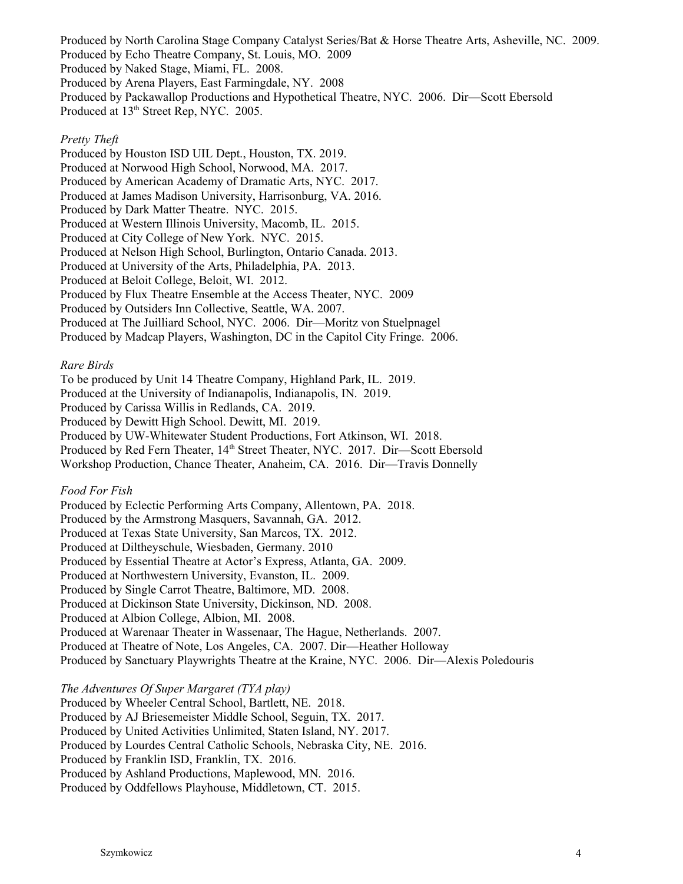Produced by North Carolina Stage Company Catalyst Series/Bat & Horse Theatre Arts, Asheville, NC.  2009.
Produced by Echo Theatre Company, St. Louis, MO.  2009
Produced by Naked Stage, Miami, FL.  2008.
Produced by Arena Players, East Farmingdale, NY.  2008
Produced by Packawallop Productions and Hypothetical Theatre, NYC.  2006.  Dir—Scott Ebersold
Produced at 13th Street Rep, NYC.  2005.

*Pretty Theft*
Produced by Houston ISD UIL Dept., Houston, TX. 2019.
Produced at Norwood High School, Norwood, MA.  2017.
Produced by American Academy of Dramatic Arts, NYC.  2017.
Produced at James Madison University, Harrisonburg, VA. 2016.
Produced by Dark Matter Theatre.  NYC.  2015.
Produced at Western Illinois University, Macomb, IL.  2015.
Produced at City College of New York.  NYC.  2015.
Produced at Nelson High School, Burlington, Ontario Canada. 2013.
Produced at University of the Arts, Philadelphia, PA.  2013.
Produced at Beloit College, Beloit, WI.  2012.
Produced by Flux Theatre Ensemble at the Access Theater, NYC.  2009
Produced by Outsiders Inn Collective, Seattle, WA. 2007.
Produced at The Juilliard School, NYC.  2006.  Dir—Moritz von Stuelpnagel
Produced by Madcap Players, Washington, DC in the Capitol City Fringe.  2006.

*Rare Birds*
To be produced by Unit 14 Theatre Company, Highland Park, IL.  2019.
Produced at the University of Indianapolis, Indianapolis, IN.  2019.
Produced by Carissa Willis in Redlands, CA.  2019.
Produced by Dewitt High School. Dewitt, MI.  2019.
Produced by UW-Whitewater Student Productions, Fort Atkinson, WI.  2018.
Produced by Red Fern Theater, 14th Street Theater, NYC.  2017.  Dir—Scott Ebersold
Workshop Production, Chance Theater, Anaheim, CA.  2016.  Dir—Travis Donnelly

*Food For Fish*
Produced by Eclectic Performing Arts Company, Allentown, PA.  2018.
Produced by the Armstrong Masquers, Savannah, GA.  2012.
Produced at Texas State University, San Marcos, TX.  2012.
Produced at Diltheyschule, Wiesbaden, Germany. 2010
Produced by Essential Theatre at Actor's Express, Atlanta, GA.  2009.
Produced at Northwestern University, Evanston, IL.  2009.
Produced by Single Carrot Theatre, Baltimore, MD.  2008.
Produced at Dickinson State University, Dickinson, ND.  2008.
Produced at Albion College, Albion, MI.  2008.
Produced at Warenaar Theater in Wassenaar, The Hague, Netherlands.  2007.
Produced at Theatre of Note, Los Angeles, CA.  2007. Dir—Heather Holloway
Produced by Sanctuary Playwrights Theatre at the Kraine, NYC.  2006.  Dir—Alexis Poledouris

*The Adventures Of Super Margaret (TYA play)*
Produced by Wheeler Central School, Bartlett, NE.  2018.
Produced by AJ Briesemeister Middle School, Seguin, TX.  2017.
Produced by United Activities Unlimited, Staten Island, NY. 2017.
Produced by Lourdes Central Catholic Schools, Nebraska City, NE.  2016.
Produced by Franklin ISD, Franklin, TX.  2016.
Produced by Ashland Productions, Maplewood, MN.  2016.
Produced by Oddfellows Playhouse, Middletown, CT.  2015.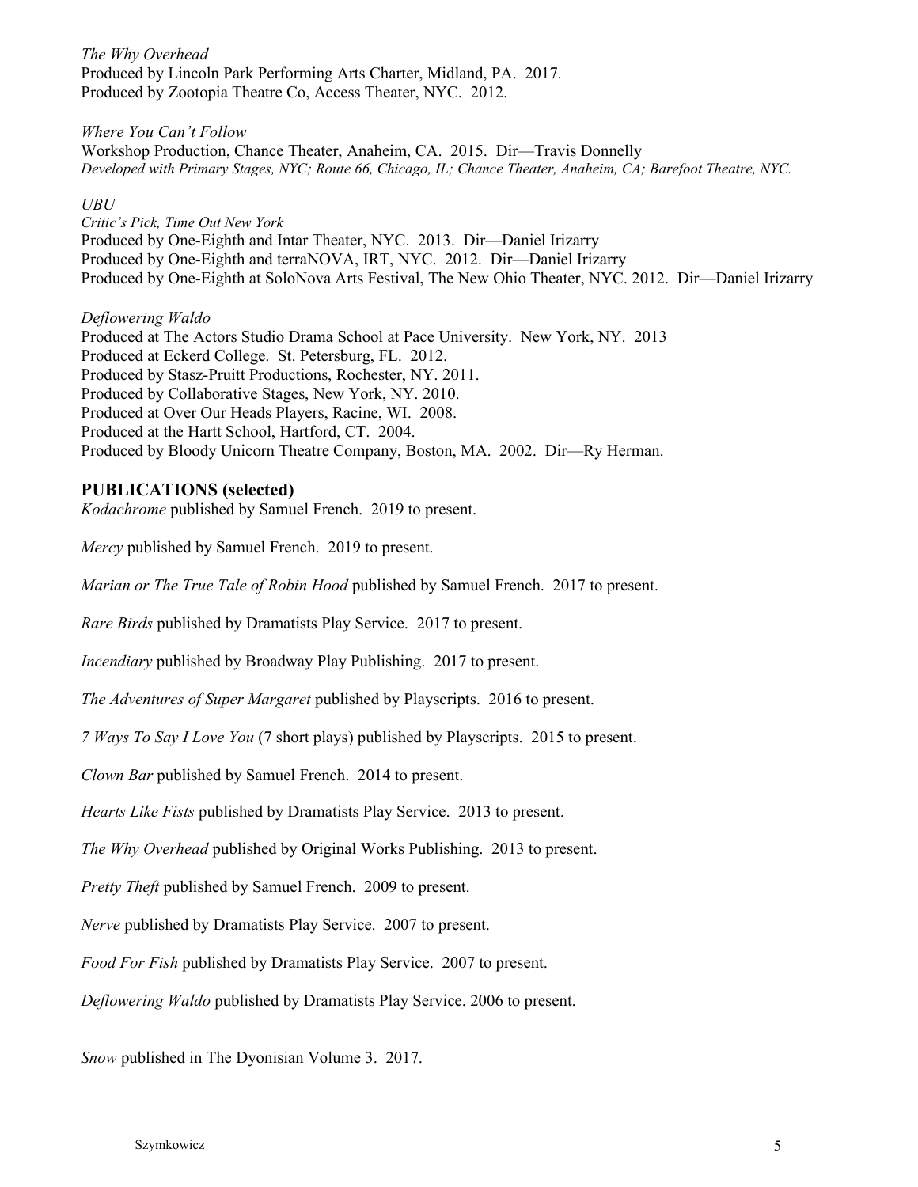*The Why Overhead*
Produced by Lincoln Park Performing Arts Charter, Midland, PA. 2017.
Produced by Zootopia Theatre Co, Access Theater, NYC. 2012.

*Where You Can't Follow*
Workshop Production, Chance Theater, Anaheim, CA. 2015. Dir—Travis Donnelly
*Developed with Primary Stages, NYC; Route 66, Chicago, IL; Chance Theater, Anaheim, CA; Barefoot Theatre, NYC.*

*UBU*
*Critic's Pick, Time Out New York*
Produced by One-Eighth and Intar Theater, NYC. 2013. Dir—Daniel Irizarry
Produced by One-Eighth and terraNOVA, IRT, NYC. 2012. Dir—Daniel Irizarry
Produced by One-Eighth at SoloNova Arts Festival, The New Ohio Theater, NYC. 2012. Dir—Daniel Irizarry

*Deflowering Waldo*
Produced at The Actors Studio Drama School at Pace University. New York, NY. 2013
Produced at Eckerd College. St. Petersburg, FL. 2012.
Produced by Stasz-Pruitt Productions, Rochester, NY. 2011.
Produced by Collaborative Stages, New York, NY. 2010.
Produced at Over Our Heads Players, Racine, WI. 2008.
Produced at the Hartt School, Hartford, CT. 2004.
Produced by Bloody Unicorn Theatre Company, Boston, MA. 2002. Dir—Ry Herman.

## PUBLICATIONS (selected)

*Kodachrome* published by Samuel French. 2019 to present.

*Mercy* published by Samuel French. 2019 to present.

*Marian or The True Tale of Robin Hood* published by Samuel French. 2017 to present.

*Rare Birds* published by Dramatists Play Service. 2017 to present.

*Incendiary* published by Broadway Play Publishing. 2017 to present.

*The Adventures of Super Margaret* published by Playscripts. 2016 to present.

*7 Ways To Say I Love You* (7 short plays) published by Playscripts. 2015 to present.

*Clown Bar* published by Samuel French. 2014 to present.

*Hearts Like Fists* published by Dramatists Play Service. 2013 to present.

*The Why Overhead* published by Original Works Publishing. 2013 to present.

*Pretty Theft* published by Samuel French. 2009 to present.

*Nerve* published by Dramatists Play Service. 2007 to present.

*Food For Fish* published by Dramatists Play Service. 2007 to present.

*Deflowering Waldo* published by Dramatists Play Service. 2006 to present.

*Snow* published in The Dyonisian Volume 3. 2017.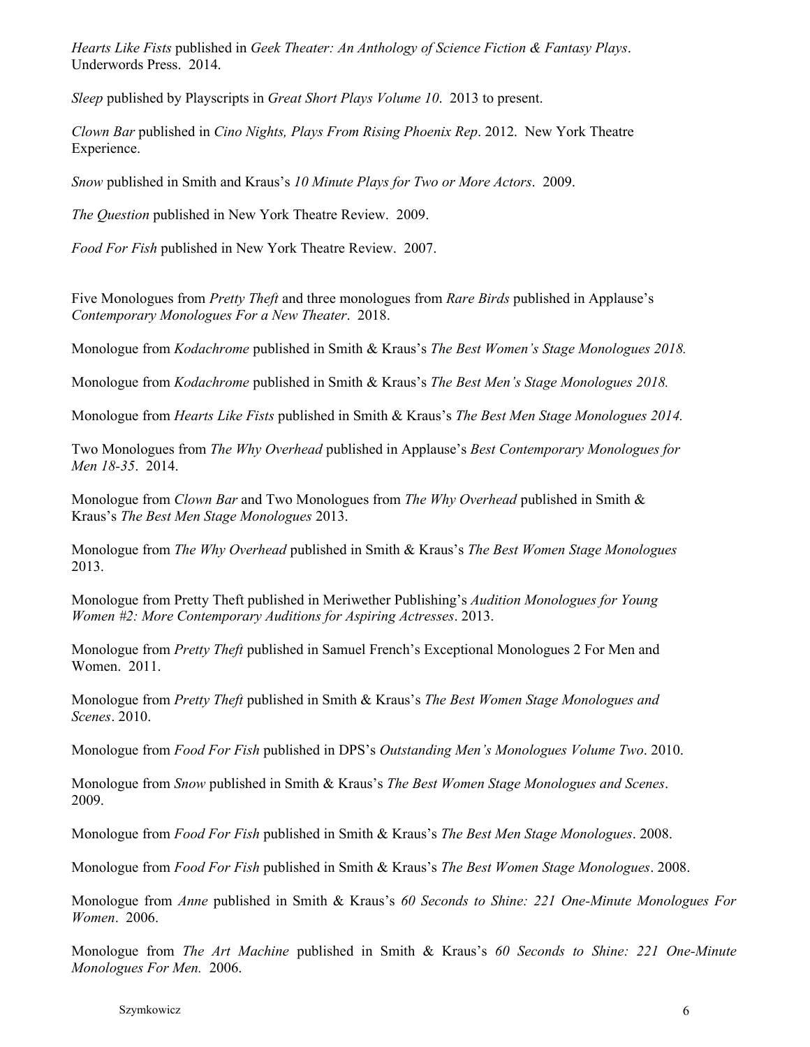*Hearts Like Fists* published in *Geek Theater: An Anthology of Science Fiction & Fantasy Plays*. Underwords Press. 2014.

*Sleep* published by Playscripts in *Great Short Plays Volume 10*. 2013 to present.

*Clown Bar* published in *Cino Nights, Plays From Rising Phoenix Rep*. 2012. New York Theatre Experience.

*Snow* published in Smith and Kraus's *10 Minute Plays for Two or More Actors*. 2009.

*The Question* published in New York Theatre Review. 2009.

*Food For Fish* published in New York Theatre Review. 2007.

Five Monologues from *Pretty Theft* and three monologues from *Rare Birds* published in Applause's *Contemporary Monologues For a New Theater*. 2018.

Monologue from *Kodachrome* published in Smith & Kraus's *The Best Women's Stage Monologues 2018.*

Monologue from *Kodachrome* published in Smith & Kraus's *The Best Men's Stage Monologues 2018.*

Monologue from *Hearts Like Fists* published in Smith & Kraus's *The Best Men Stage Monologues 2014.*

Two Monologues from *The Why Overhead* published in Applause's *Best Contemporary Monologues for Men 18-35*. 2014.

Monologue from *Clown Bar* and Two Monologues from *The Why Overhead* published in Smith & Kraus's *The Best Men Stage Monologues* 2013.

Monologue from *The Why Overhead* published in Smith & Kraus's *The Best Women Stage Monologues* 2013.

Monologue from Pretty Theft published in Meriwether Publishing's *Audition Monologues for Young Women #2: More Contemporary Auditions for Aspiring Actresses*. 2013.

Monologue from *Pretty Theft* published in Samuel French's Exceptional Monologues 2 For Men and Women. 2011.

Monologue from *Pretty Theft* published in Smith & Kraus's *The Best Women Stage Monologues and Scenes*. 2010.

Monologue from *Food For Fish* published in DPS's *Outstanding Men's Monologues Volume Two*. 2010.

Monologue from *Snow* published in Smith & Kraus's *The Best Women Stage Monologues and Scenes*. 2009.

Monologue from *Food For Fish* published in Smith & Kraus's *The Best Men Stage Monologues*. 2008.

Monologue from *Food For Fish* published in Smith & Kraus's *The Best Women Stage Monologues*. 2008.

Monologue from *Anne* published in Smith & Kraus's *60 Seconds to Shine: 221 One-Minute Monologues For Women*. 2006.

Monologue from *The Art Machine* published in Smith & Kraus's *60 Seconds to Shine: 221 One-Minute Monologues For Men.* 2006.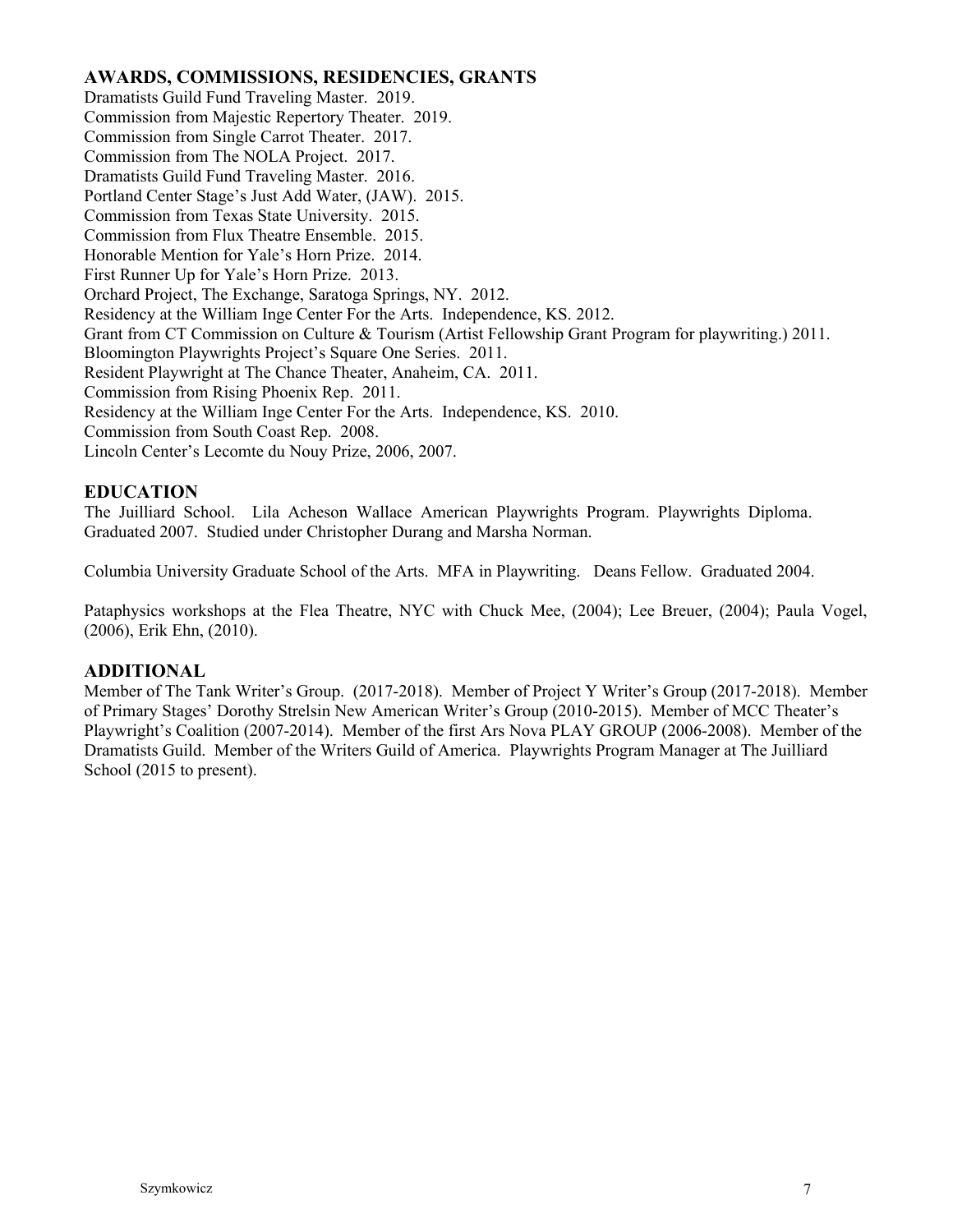## AWARDS, COMMISSIONS, RESIDENCIES, GRANTS

Dramatists Guild Fund Traveling Master. 2019.
Commission from Majestic Repertory Theater. 2019.
Commission from Single Carrot Theater. 2017.
Commission from The NOLA Project. 2017.
Dramatists Guild Fund Traveling Master. 2016.
Portland Center Stage's Just Add Water, (JAW). 2015.
Commission from Texas State University. 2015.
Commission from Flux Theatre Ensemble. 2015.
Honorable Mention for Yale's Horn Prize. 2014.
First Runner Up for Yale's Horn Prize. 2013.
Orchard Project, The Exchange, Saratoga Springs, NY. 2012.
Residency at the William Inge Center For the Arts. Independence, KS. 2012.
Grant from CT Commission on Culture & Tourism (Artist Fellowship Grant Program for playwriting.) 2011.
Bloomington Playwrights Project's Square One Series. 2011.
Resident Playwright at The Chance Theater, Anaheim, CA. 2011.
Commission from Rising Phoenix Rep. 2011.
Residency at the William Inge Center For the Arts. Independence, KS. 2010.
Commission from South Coast Rep. 2008.
Lincoln Center's Lecomte du Nouy Prize, 2006, 2007.

## EDUCATION

The Juilliard School. Lila Acheson Wallace American Playwrights Program. Playwrights Diploma. Graduated 2007. Studied under Christopher Durang and Marsha Norman.

Columbia University Graduate School of the Arts. MFA in Playwriting. Deans Fellow. Graduated 2004.

Pataphysics workshops at the Flea Theatre, NYC with Chuck Mee, (2004); Lee Breuer, (2004); Paula Vogel, (2006), Erik Ehn, (2010).

## ADDITIONAL

Member of The Tank Writer's Group. (2017-2018). Member of Project Y Writer's Group (2017-2018). Member of Primary Stages' Dorothy Strelsin New American Writer's Group (2010-2015). Member of MCC Theater's Playwright's Coalition (2007-2014). Member of the first Ars Nova PLAY GROUP (2006-2008). Member of the Dramatists Guild. Member of the Writers Guild of America. Playwrights Program Manager at The Juilliard School (2015 to present).